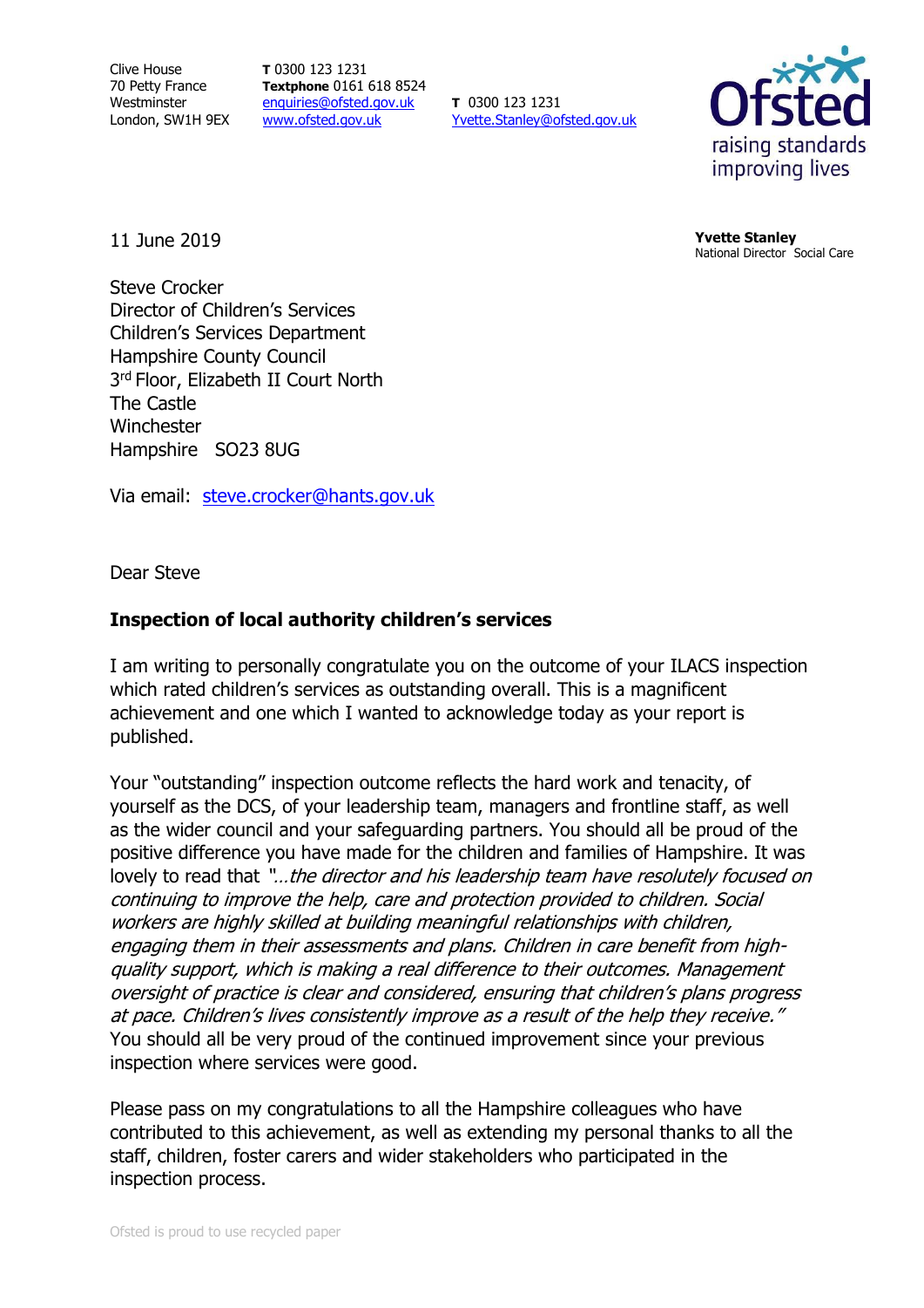Clive House
70 Petty France
Westminster
London, SW1H 9EX

**T** 0300 123 1231
**Textphone** 0161 618 8524
enquiries@ofsted.gov.uk
www.ofsted.gov.uk

**T** 0300 123 1231
Yvette.Stanley@ofsted.gov.uk

Ofsted
raising standards
improving lives

11 June 2019

**Yvette Stanley**
National Director Social Care

Steve Crocker
Director of Children's Services
Children's Services Department
Hampshire County Council
3rd Floor, Elizabeth II Court North
The Castle
Winchester
Hampshire SO23 8UG

Via email: steve.crocker@hants.gov.uk

Dear Steve

**Inspection of local authority children's services**

I am writing to personally congratulate you on the outcome of your ILACS inspection which rated children's services as outstanding overall. This is a magnificent achievement and one which I wanted to acknowledge today as your report is published.

Your "outstanding" inspection outcome reflects the hard work and tenacity, of yourself as the DCS, of your leadership team, managers and frontline staff, as well as the wider council and your safeguarding partners. You should all be proud of the positive difference you have made for the children and families of Hampshire. It was lovely to read that *"…the director and his leadership team have resolutely focused on continuing to improve the help, care and protection provided to children. Social workers are highly skilled at building meaningful relationships with children, engaging them in their assessments and plans. Children in care benefit from high-quality support, which is making a real difference to their outcomes. Management oversight of practice is clear and considered, ensuring that children's plans progress at pace. Children's lives consistently improve as a result of the help they receive."* You should all be very proud of the continued improvement since your previous inspection where services were good.

Please pass on my congratulations to all the Hampshire colleagues who have contributed to this achievement, as well as extending my personal thanks to all the staff, children, foster carers and wider stakeholders who participated in the inspection process.

Ofsted is proud to use recycled paper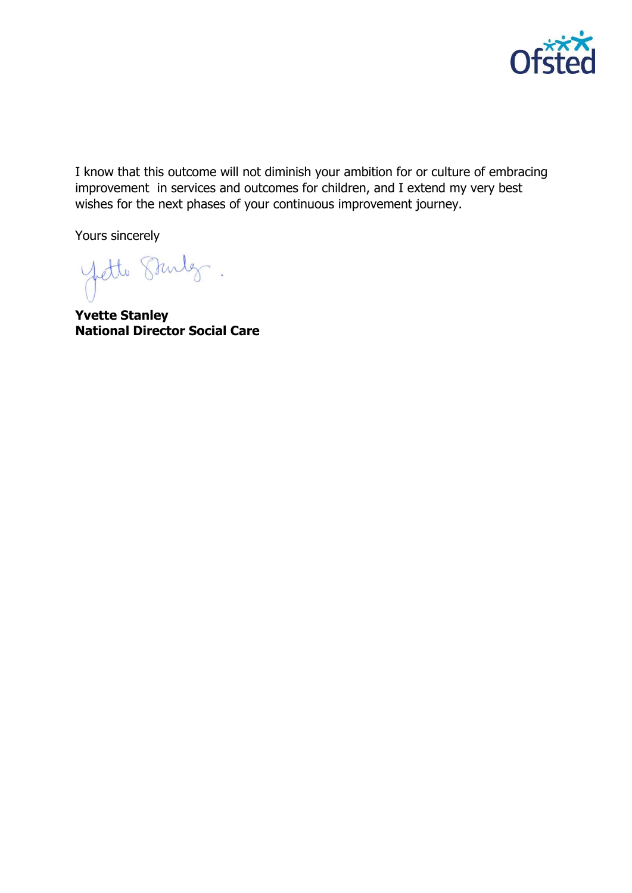I know that this outcome will not diminish your ambition for or culture of embracing improvement in services and outcomes for children, and I extend my very best wishes for the next phases of your continuous improvement journey.

Yours sincerely

**Yvette Stanley**
**National Director Social Care**